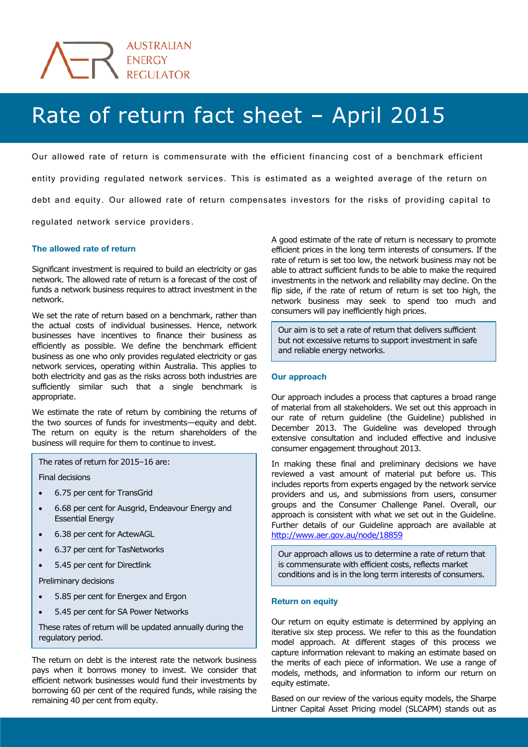AUSTRALIAN ENERGY REGULATOR

# Rate of return fact sheet – April 2015

Our allowed rate of return is commensurate with the efficient financing cost of a benchmark efficient entity providing regulated network services. This is estimated as a weighted average of the return on debt and equity. Our allowed rate of return compensates investors for the risks of providing capital to regulated network service providers.

## The allowed rate of return

Significant investment is required to build an electricity or gas network. The allowed rate of return is a forecast of the cost of funds a network business requires to attract investment in the network.

We set the rate of return based on a benchmark, rather than the actual costs of individual businesses. Hence, network businesses have incentives to finance their business as efficiently as possible. We define the benchmark efficient business as one who only provides regulated electricity or gas network services, operating within Australia. This applies to both electricity and gas as the risks across both industries are sufficiently similar such that a single benchmark is appropriate.

We estimate the rate of return by combining the returns of the two sources of funds for investments—equity and debt. The return on equity is the return shareholders of the business will require for them to continue to invest.

> The rates of return for 2015–16 are:
>
> Final decisions
>
> - 6.75 per cent for TransGrid
> - 6.68 per cent for Ausgrid, Endeavour Energy and Essential Energy
> - 6.38 per cent for ActewAGL
> - 6.37 per cent for TasNetworks
> - 5.45 per cent for Directlink
>
> Preliminary decisions
>
> - 5.85 per cent for Energex and Ergon
> - 5.45 per cent for SA Power Networks
>
> These rates of return will be updated annually during the regulatory period.

The return on debt is the interest rate the network business pays when it borrows money to invest. We consider that efficient network businesses would fund their investments by borrowing 60 per cent of the required funds, while raising the remaining 40 per cent from equity.

A good estimate of the rate of return is necessary to promote efficient prices in the long term interests of consumers. If the rate of return is set too low, the network business may not be able to attract sufficient funds to be able to make the required investments in the network and reliability may decline. On the flip side, if the rate of return of return is set too high, the network business may seek to spend too much and consumers will pay inefficiently high prices.

> Our aim is to set a rate of return that delivers sufficient but not excessive returns to support investment in safe and reliable energy networks.

## Our approach

Our approach includes a process that captures a broad range of material from all stakeholders. We set out this approach in our rate of return guideline (the Guideline) published in December 2013. The Guideline was developed through extensive consultation and included effective and inclusive consumer engagement throughout 2013.

In making these final and preliminary decisions we have reviewed a vast amount of material put before us. This includes reports from experts engaged by the network service providers and us, and submissions from users, consumer groups and the Consumer Challenge Panel. Overall, our approach is consistent with what we set out in the Guideline. Further details of our Guideline approach are available at http://www.aer.gov.au/node/18859

> Our approach allows us to determine a rate of return that is commensurate with efficient costs, reflects market conditions and is in the long term interests of consumers.

## Return on equity

Our return on equity estimate is determined by applying an iterative six step process. We refer to this as the foundation model approach. At different stages of this process we capture information relevant to making an estimate based on the merits of each piece of information. We use a range of models, methods, and information to inform our return on equity estimate.

Based on our review of the various equity models, the Sharpe Lintner Capital Asset Pricing model (SLCAPM) stands out as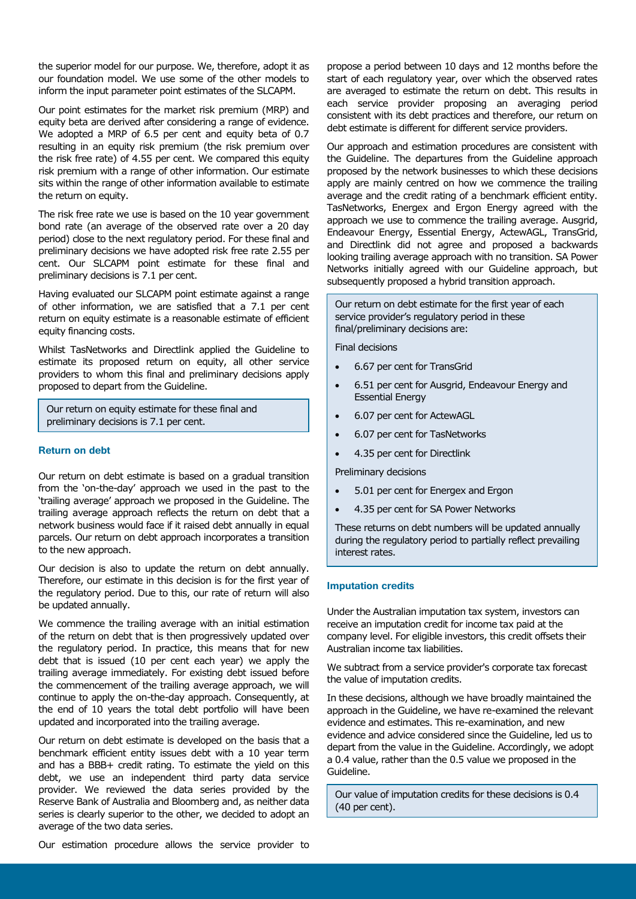the superior model for our purpose. We, therefore, adopt it as our foundation model. We use some of the other models to inform the input parameter point estimates of the SLCAPM.

Our point estimates for the market risk premium (MRP) and equity beta are derived after considering a range of evidence. We adopted a MRP of 6.5 per cent and equity beta of 0.7 resulting in an equity risk premium (the risk premium over the risk free rate) of 4.55 per cent. We compared this equity risk premium with a range of other information. Our estimate sits within the range of other information available to estimate the return on equity.

The risk free rate we use is based on the 10 year government bond rate (an average of the observed rate over a 20 day period) close to the next regulatory period. For these final and preliminary decisions we have adopted risk free rate 2.55 per cent. Our SLCAPM point estimate for these final and preliminary decisions is 7.1 per cent.

Having evaluated our SLCAPM point estimate against a range of other information, we are satisfied that a 7.1 per cent return on equity estimate is a reasonable estimate of efficient equity financing costs.

Whilst TasNetworks and Directlink applied the Guideline to estimate its proposed return on equity, all other service providers to whom this final and preliminary decisions apply proposed to depart from the Guideline.

> Our return on equity estimate for these final and preliminary decisions is 7.1 per cent.

### Return on debt

Our return on debt estimate is based on a gradual transition from the 'on-the-day' approach we used in the past to the 'trailing average' approach we proposed in the Guideline. The trailing average approach reflects the return on debt that a network business would face if it raised debt annually in equal parcels. Our return on debt approach incorporates a transition to the new approach.

Our decision is also to update the return on debt annually. Therefore, our estimate in this decision is for the first year of the regulatory period. Due to this, our rate of return will also be updated annually.

We commence the trailing average with an initial estimation of the return on debt that is then progressively updated over the regulatory period. In practice, this means that for new debt that is issued (10 per cent each year) we apply the trailing average immediately. For existing debt issued before the commencement of the trailing average approach, we will continue to apply the on-the-day approach. Consequently, at the end of 10 years the total debt portfolio will have been updated and incorporated into the trailing average.

Our return on debt estimate is developed on the basis that a benchmark efficient entity issues debt with a 10 year term and has a BBB+ credit rating. To estimate the yield on this debt, we use an independent third party data service provider. We reviewed the data series provided by the Reserve Bank of Australia and Bloomberg and, as neither data series is clearly superior to the other, we decided to adopt an average of the two data series.

Our estimation procedure allows the service provider to propose a period between 10 days and 12 months before the start of each regulatory year, over which the observed rates are averaged to estimate the return on debt. This results in each service provider proposing an averaging period consistent with its debt practices and therefore, our return on debt estimate is different for different service providers.

Our approach and estimation procedures are consistent with the Guideline. The departures from the Guideline approach proposed by the network businesses to which these decisions apply are mainly centred on how we commence the trailing average and the credit rating of a benchmark efficient entity. TasNetworks, Energex and Ergon Energy agreed with the approach we use to commence the trailing average. Ausgrid, Endeavour Energy, Essential Energy, ActewAGL, TransGrid, and Directlink did not agree and proposed a backwards looking trailing average approach with no transition. SA Power Networks initially agreed with our Guideline approach, but subsequently proposed a hybrid transition approach.

> Our return on debt estimate for the first year of each service provider's regulatory period in these final/preliminary decisions are:
>
> Final decisions
>
> - 6.67 per cent for TransGrid
> - 6.51 per cent for Ausgrid, Endeavour Energy and Essential Energy
> - 6.07 per cent for ActewAGL
> - 6.07 per cent for TasNetworks
> - 4.35 per cent for Directlink
>
> Preliminary decisions
>
> - 5.01 per cent for Energex and Ergon
> - 4.35 per cent for SA Power Networks
>
> These returns on debt numbers will be updated annually during the regulatory period to partially reflect prevailing interest rates.

### Imputation credits

Under the Australian imputation tax system, investors can receive an imputation credit for income tax paid at the company level. For eligible investors, this credit offsets their Australian income tax liabilities.

We subtract from a service provider's corporate tax forecast the value of imputation credits.

In these decisions, although we have broadly maintained the approach in the Guideline, we have re-examined the relevant evidence and estimates. This re-examination, and new evidence and advice considered since the Guideline, led us to depart from the value in the Guideline. Accordingly, we adopt a 0.4 value, rather than the 0.5 value we proposed in the Guideline.

> Our value of imputation credits for these decisions is 0.4 (40 per cent).